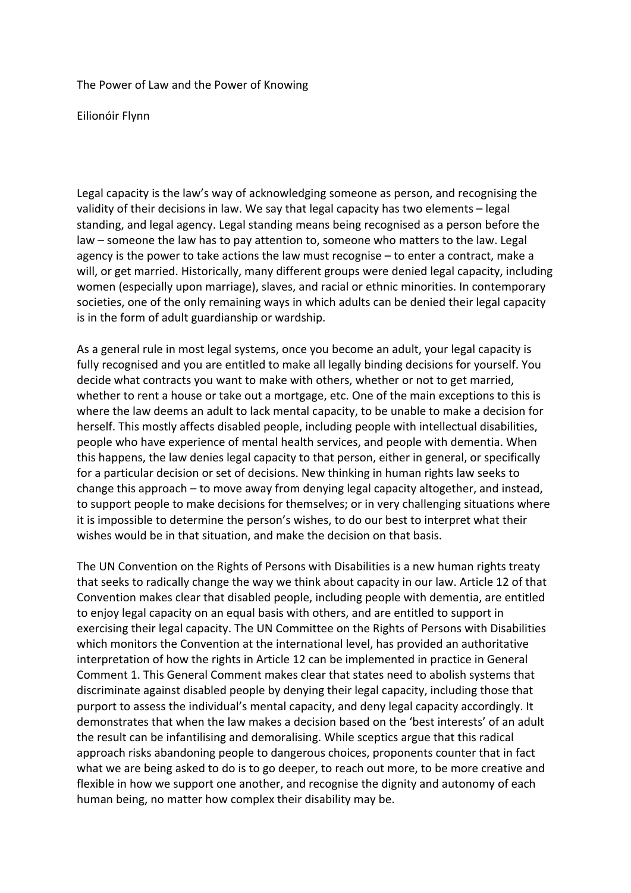# The Power of Law and the Power of Knowing

Eilionóir Flynn

Legal capacity is the law's way of acknowledging someone as person, and recognising the validity of their decisions in law. We say that legal capacity has two elements – legal standing, and legal agency. Legal standing means being recognised as a person before the law – someone the law has to pay attention to, someone who matters to the law. Legal agency is the power to take actions the law must recognise – to enter a contract, make a will, or get married. Historically, many different groups were denied legal capacity, including women (especially upon marriage), slaves, and racial or ethnic minorities. In contemporary societies, one of the only remaining ways in which adults can be denied their legal capacity is in the form of adult guardianship or wardship.

As a general rule in most legal systems, once you become an adult, your legal capacity is fully recognised and you are entitled to make all legally binding decisions for yourself. You decide what contracts you want to make with others, whether or not to get married, whether to rent a house or take out a mortgage, etc. One of the main exceptions to this is where the law deems an adult to lack mental capacity, to be unable to make a decision for herself. This mostly affects disabled people, including people with intellectual disabilities, people who have experience of mental health services, and people with dementia. When this happens, the law denies legal capacity to that person, either in general, or specifically for a particular decision or set of decisions. New thinking in human rights law seeks to change this approach – to move away from denying legal capacity altogether, and instead, to support people to make decisions for themselves; or in very challenging situations where it is impossible to determine the person's wishes, to do our best to interpret what their wishes would be in that situation, and make the decision on that basis.

The UN Convention on the Rights of Persons with Disabilities is a new human rights treaty that seeks to radically change the way we think about capacity in our law. Article 12 of that Convention makes clear that disabled people, including people with dementia, are entitled to enjoy legal capacity on an equal basis with others, and are entitled to support in exercising their legal capacity. The UN Committee on the Rights of Persons with Disabilities which monitors the Convention at the international level, has provided an authoritative interpretation of how the rights in Article 12 can be implemented in practice in General Comment 1. This General Comment makes clear that states need to abolish systems that discriminate against disabled people by denying their legal capacity, including those that purport to assess the individual's mental capacity, and deny legal capacity accordingly. It demonstrates that when the law makes a decision based on the 'best interests' of an adult the result can be infantilising and demoralising. While sceptics argue that this radical approach risks abandoning people to dangerous choices, proponents counter that in fact what we are being asked to do is to go deeper, to reach out more, to be more creative and flexible in how we support one another, and recognise the dignity and autonomy of each human being, no matter how complex their disability may be.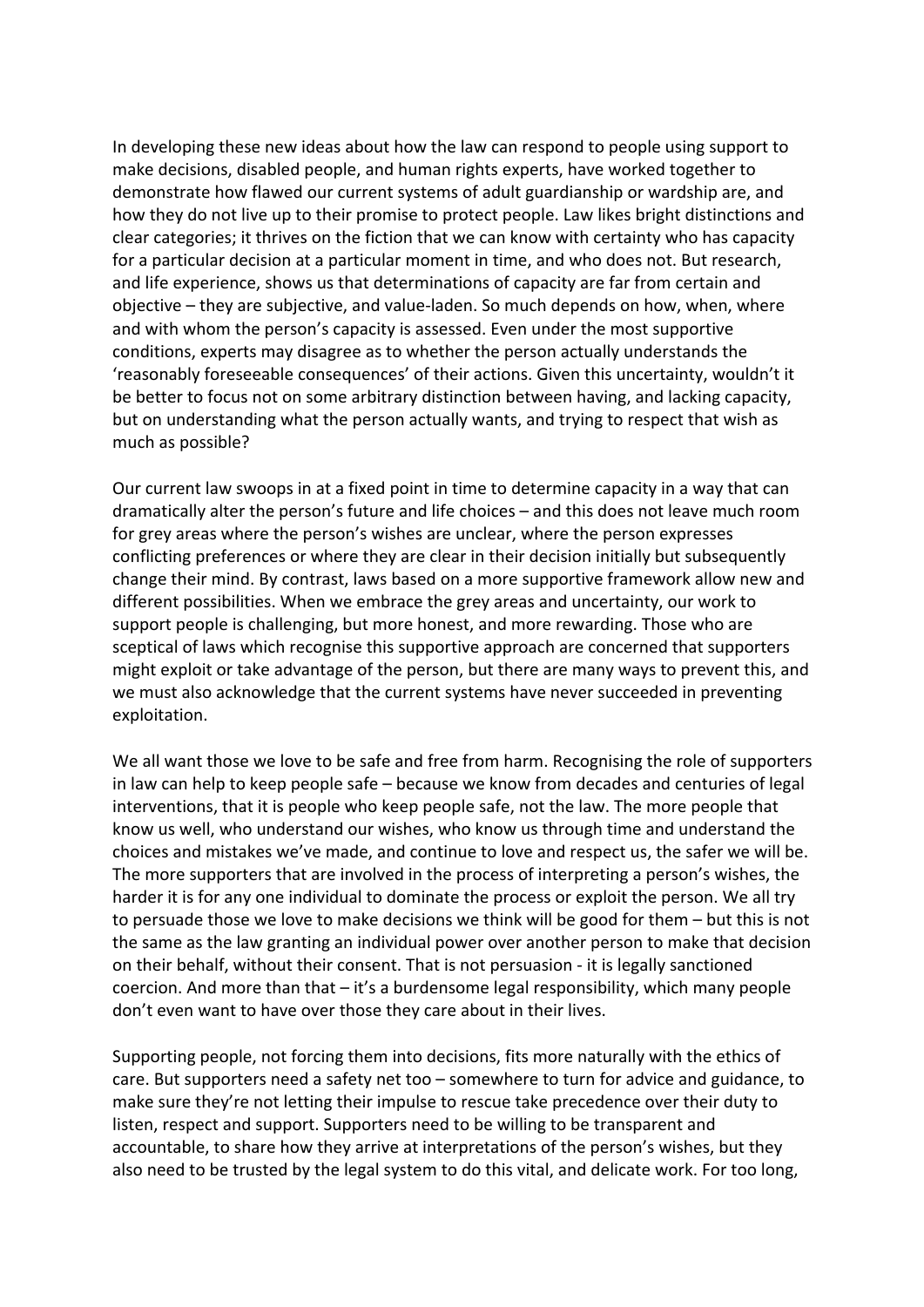In developing these new ideas about how the law can respond to people using support to make decisions, disabled people, and human rights experts, have worked together to demonstrate how flawed our current systems of adult guardianship or wardship are, and how they do not live up to their promise to protect people. Law likes bright distinctions and clear categories; it thrives on the fiction that we can know with certainty who has capacity for a particular decision at a particular moment in time, and who does not. But research, and life experience, shows us that determinations of capacity are far from certain and objective – they are subjective, and value-laden. So much depends on how, when, where and with whom the person's capacity is assessed. Even under the most supportive conditions, experts may disagree as to whether the person actually understands the 'reasonably foreseeable consequences' of their actions. Given this uncertainty, wouldn't it be better to focus not on some arbitrary distinction between having, and lacking capacity, but on understanding what the person actually wants, and trying to respect that wish as much as possible?

Our current law swoops in at a fixed point in time to determine capacity in a way that can dramatically alter the person's future and life choices – and this does not leave much room for grey areas where the person's wishes are unclear, where the person expresses conflicting preferences or where they are clear in their decision initially but subsequently change their mind. By contrast, laws based on a more supportive framework allow new and different possibilities. When we embrace the grey areas and uncertainty, our work to support people is challenging, but more honest, and more rewarding. Those who are sceptical of laws which recognise this supportive approach are concerned that supporters might exploit or take advantage of the person, but there are many ways to prevent this, and we must also acknowledge that the current systems have never succeeded in preventing exploitation.

We all want those we love to be safe and free from harm. Recognising the role of supporters in law can help to keep people safe – because we know from decades and centuries of legal interventions, that it is people who keep people safe, not the law. The more people that know us well, who understand our wishes, who know us through time and understand the choices and mistakes we've made, and continue to love and respect us, the safer we will be. The more supporters that are involved in the process of interpreting a person's wishes, the harder it is for any one individual to dominate the process or exploit the person. We all try to persuade those we love to make decisions we think will be good for them – but this is not the same as the law granting an individual power over another person to make that decision on their behalf, without their consent. That is not persuasion - it is legally sanctioned coercion. And more than that – it's a burdensome legal responsibility, which many people don't even want to have over those they care about in their lives.

Supporting people, not forcing them into decisions, fits more naturally with the ethics of care. But supporters need a safety net too – somewhere to turn for advice and guidance, to make sure they're not letting their impulse to rescue take precedence over their duty to listen, respect and support. Supporters need to be willing to be transparent and accountable, to share how they arrive at interpretations of the person's wishes, but they also need to be trusted by the legal system to do this vital, and delicate work. For too long,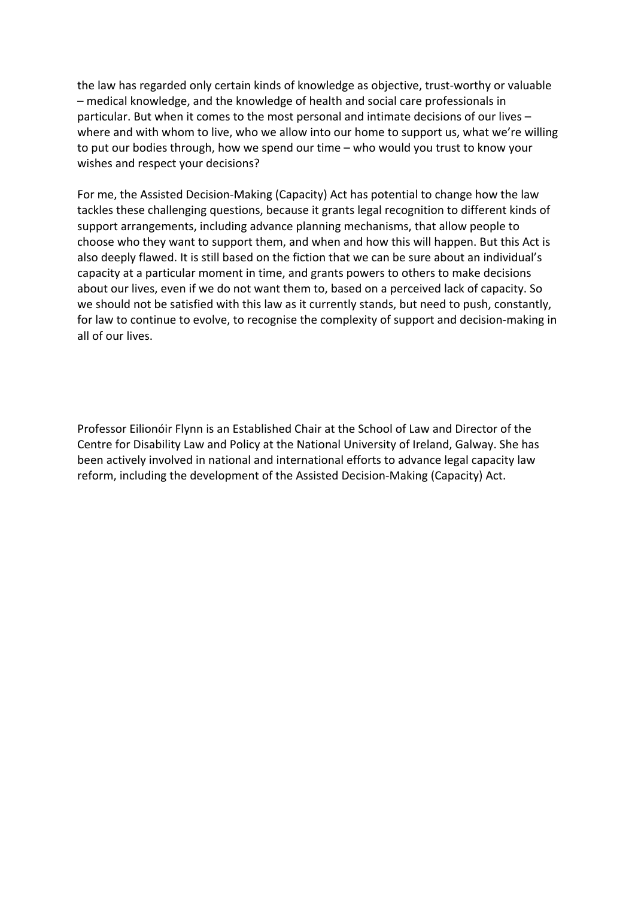the law has regarded only certain kinds of knowledge as objective, trust-worthy or valuable – medical knowledge, and the knowledge of health and social care professionals in particular. But when it comes to the most personal and intimate decisions of our lives – where and with whom to live, who we allow into our home to support us, what we're willing to put our bodies through, how we spend our time – who would you trust to know your wishes and respect your decisions?

For me, the Assisted Decision-Making (Capacity) Act has potential to change how the law tackles these challenging questions, because it grants legal recognition to different kinds of support arrangements, including advance planning mechanisms, that allow people to choose who they want to support them, and when and how this will happen. But this Act is also deeply flawed. It is still based on the fiction that we can be sure about an individual's capacity at a particular moment in time, and grants powers to others to make decisions about our lives, even if we do not want them to, based on a perceived lack of capacity. So we should not be satisfied with this law as it currently stands, but need to push, constantly, for law to continue to evolve, to recognise the complexity of support and decision-making in all of our lives.

Professor Eilionóir Flynn is an Established Chair at the School of Law and Director of the Centre for Disability Law and Policy at the National University of Ireland, Galway. She has been actively involved in national and international efforts to advance legal capacity law reform, including the development of the Assisted Decision-Making (Capacity) Act.